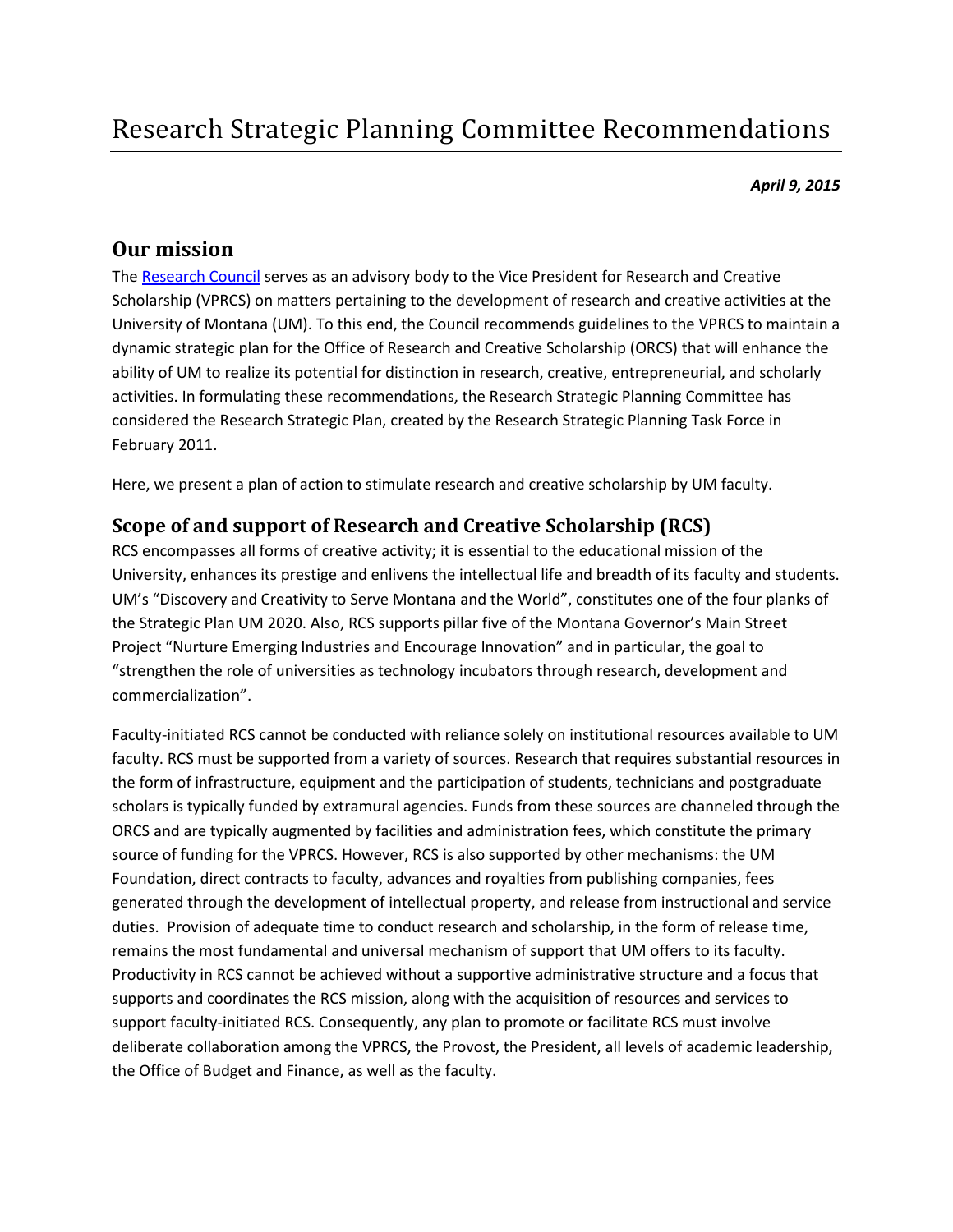# Research Strategic Planning Committee Recommendations

***April 9, 2015***

## Our mission

The Research Council serves as an advisory body to the Vice President for Research and Creative Scholarship (VPRCS) on matters pertaining to the development of research and creative activities at the University of Montana (UM). To this end, the Council recommends guidelines to the VPRCS to maintain a dynamic strategic plan for the Office of Research and Creative Scholarship (ORCS) that will enhance the ability of UM to realize its potential for distinction in research, creative, entrepreneurial, and scholarly activities. In formulating these recommendations, the Research Strategic Planning Committee has considered the Research Strategic Plan, created by the Research Strategic Planning Task Force in February 2011.

Here, we present a plan of action to stimulate research and creative scholarship by UM faculty.

### Scope of and support of Research and Creative Scholarship (RCS)

RCS encompasses all forms of creative activity; it is essential to the educational mission of the University, enhances its prestige and enlivens the intellectual life and breadth of its faculty and students. UM's "Discovery and Creativity to Serve Montana and the World", constitutes one of the four planks of the Strategic Plan UM 2020. Also, RCS supports pillar five of the Montana Governor's Main Street Project "Nurture Emerging Industries and Encourage Innovation" and in particular, the goal to "strengthen the role of universities as technology incubators through research, development and commercialization".

Faculty-initiated RCS cannot be conducted with reliance solely on institutional resources available to UM faculty. RCS must be supported from a variety of sources. Research that requires substantial resources in the form of infrastructure, equipment and the participation of students, technicians and postgraduate scholars is typically funded by extramural agencies. Funds from these sources are channeled through the ORCS and are typically augmented by facilities and administration fees, which constitute the primary source of funding for the VPRCS. However, RCS is also supported by other mechanisms: the UM Foundation, direct contracts to faculty, advances and royalties from publishing companies, fees generated through the development of intellectual property, and release from instructional and service duties. Provision of adequate time to conduct research and scholarship, in the form of release time, remains the most fundamental and universal mechanism of support that UM offers to its faculty. Productivity in RCS cannot be achieved without a supportive administrative structure and a focus that supports and coordinates the RCS mission, along with the acquisition of resources and services to support faculty-initiated RCS. Consequently, any plan to promote or facilitate RCS must involve deliberate collaboration among the VPRCS, the Provost, the President, all levels of academic leadership, the Office of Budget and Finance, as well as the faculty.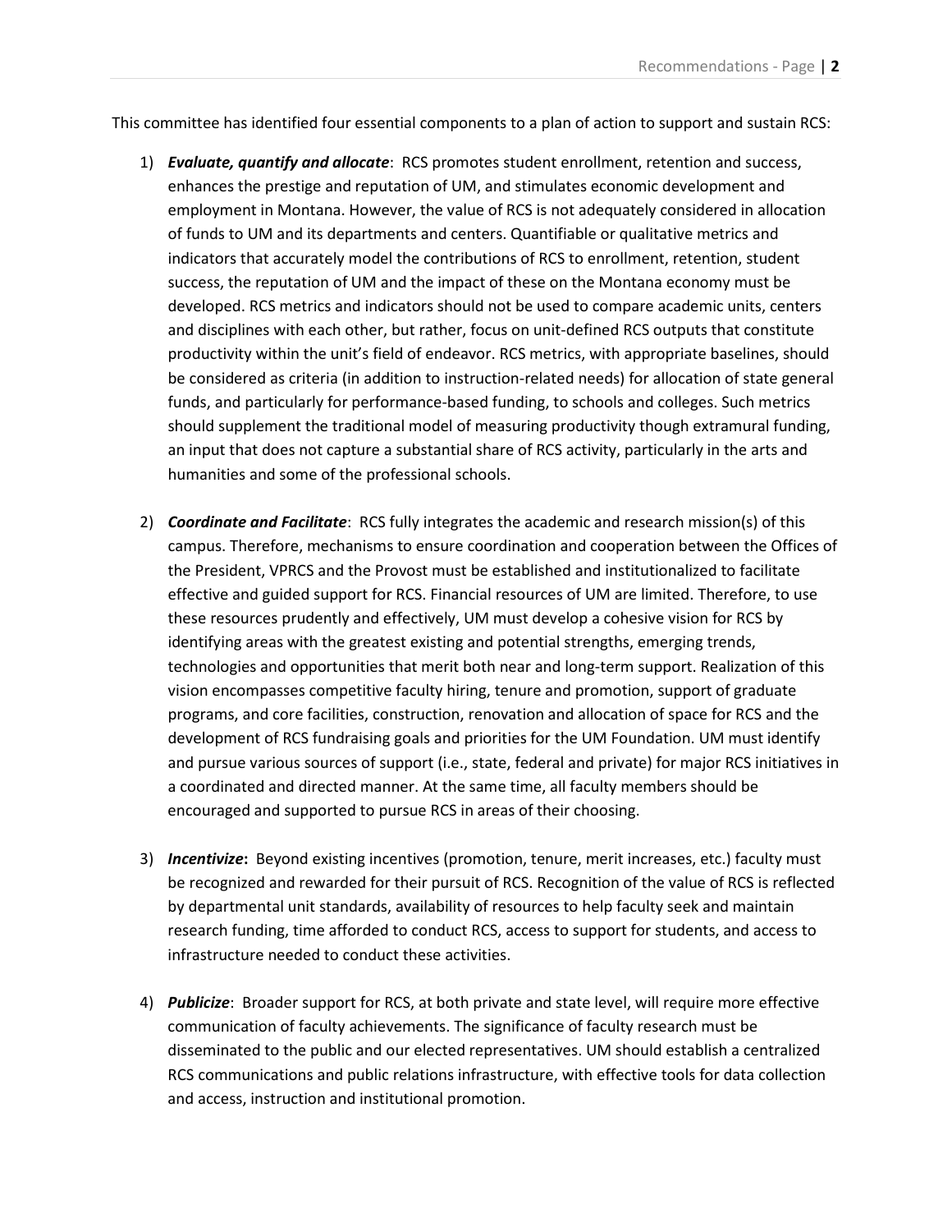This committee has identified four essential components to a plan of action to support and sustain RCS:

1) ***Evaluate, quantify and allocate***: RCS promotes student enrollment, retention and success, enhances the prestige and reputation of UM, and stimulates economic development and employment in Montana. However, the value of RCS is not adequately considered in allocation of funds to UM and its departments and centers. Quantifiable or qualitative metrics and indicators that accurately model the contributions of RCS to enrollment, retention, student success, the reputation of UM and the impact of these on the Montana economy must be developed. RCS metrics and indicators should not be used to compare academic units, centers and disciplines with each other, but rather, focus on unit-defined RCS outputs that constitute productivity within the unit's field of endeavor. RCS metrics, with appropriate baselines, should be considered as criteria (in addition to instruction-related needs) for allocation of state general funds, and particularly for performance-based funding, to schools and colleges. Such metrics should supplement the traditional model of measuring productivity though extramural funding, an input that does not capture a substantial share of RCS activity, particularly in the arts and humanities and some of the professional schools.

2) ***Coordinate and Facilitate***: RCS fully integrates the academic and research mission(s) of this campus. Therefore, mechanisms to ensure coordination and cooperation between the Offices of the President, VPRCS and the Provost must be established and institutionalized to facilitate effective and guided support for RCS. Financial resources of UM are limited. Therefore, to use these resources prudently and effectively, UM must develop a cohesive vision for RCS by identifying areas with the greatest existing and potential strengths, emerging trends, technologies and opportunities that merit both near and long-term support. Realization of this vision encompasses competitive faculty hiring, tenure and promotion, support of graduate programs, and core facilities, construction, renovation and allocation of space for RCS and the development of RCS fundraising goals and priorities for the UM Foundation. UM must identify and pursue various sources of support (i.e., state, federal and private) for major RCS initiatives in a coordinated and directed manner. At the same time, all faculty members should be encouraged and supported to pursue RCS in areas of their choosing.

3) ***Incentivize*****:** Beyond existing incentives (promotion, tenure, merit increases, etc.) faculty must be recognized and rewarded for their pursuit of RCS. Recognition of the value of RCS is reflected by departmental unit standards, availability of resources to help faculty seek and maintain research funding, time afforded to conduct RCS, access to support for students, and access to infrastructure needed to conduct these activities.

4) ***Publicize***: Broader support for RCS, at both private and state level, will require more effective communication of faculty achievements. The significance of faculty research must be disseminated to the public and our elected representatives. UM should establish a centralized RCS communications and public relations infrastructure, with effective tools for data collection and access, instruction and institutional promotion.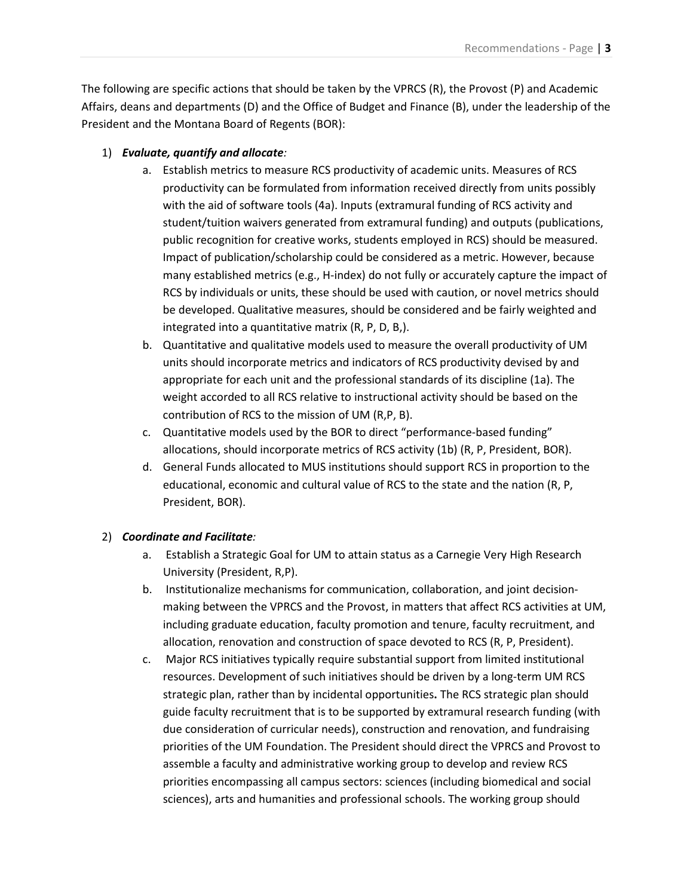The following are specific actions that should be taken by the VPRCS (R), the Provost (P) and Academic Affairs, deans and departments (D) and the Office of Budget and Finance (B), under the leadership of the President and the Montana Board of Regents (BOR):

1) ***Evaluate, quantify and allocate:***
   a. Establish metrics to measure RCS productivity of academic units. Measures of RCS productivity can be formulated from information received directly from units possibly with the aid of software tools (4a). Inputs (extramural funding of RCS activity and student/tuition waivers generated from extramural funding) and outputs (publications, public recognition for creative works, students employed in RCS) should be measured. Impact of publication/scholarship could be considered as a metric. However, because many established metrics (e.g., H-index) do not fully or accurately capture the impact of RCS by individuals or units, these should be used with caution, or novel metrics should be developed. Qualitative measures, should be considered and be fairly weighted and integrated into a quantitative matrix (R, P, D, B,).
   b. Quantitative and qualitative models used to measure the overall productivity of UM units should incorporate metrics and indicators of RCS productivity devised by and appropriate for each unit and the professional standards of its discipline (1a). The weight accorded to all RCS relative to instructional activity should be based on the contribution of RCS to the mission of UM (R,P, B).
   c. Quantitative models used by the BOR to direct "performance-based funding" allocations, should incorporate metrics of RCS activity (1b) (R, P, President, BOR).
   d. General Funds allocated to MUS institutions should support RCS in proportion to the educational, economic and cultural value of RCS to the state and the nation (R, P, President, BOR).

2) ***Coordinate and Facilitate:***
   a. Establish a Strategic Goal for UM to attain status as a Carnegie Very High Research University (President, R,P).
   b. Institutionalize mechanisms for communication, collaboration, and joint decision-making between the VPRCS and the Provost, in matters that affect RCS activities at UM, including graduate education, faculty promotion and tenure, faculty recruitment, and allocation, renovation and construction of space devoted to RCS (R, P, President).
   c. Major RCS initiatives typically require substantial support from limited institutional resources. Development of such initiatives should be driven by a long-term UM RCS strategic plan, rather than by incidental opportunities**.** The RCS strategic plan should guide faculty recruitment that is to be supported by extramural research funding (with due consideration of curricular needs), construction and renovation, and fundraising priorities of the UM Foundation. The President should direct the VPRCS and Provost to assemble a faculty and administrative working group to develop and review RCS priorities encompassing all campus sectors: sciences (including biomedical and social sciences), arts and humanities and professional schools. The working group should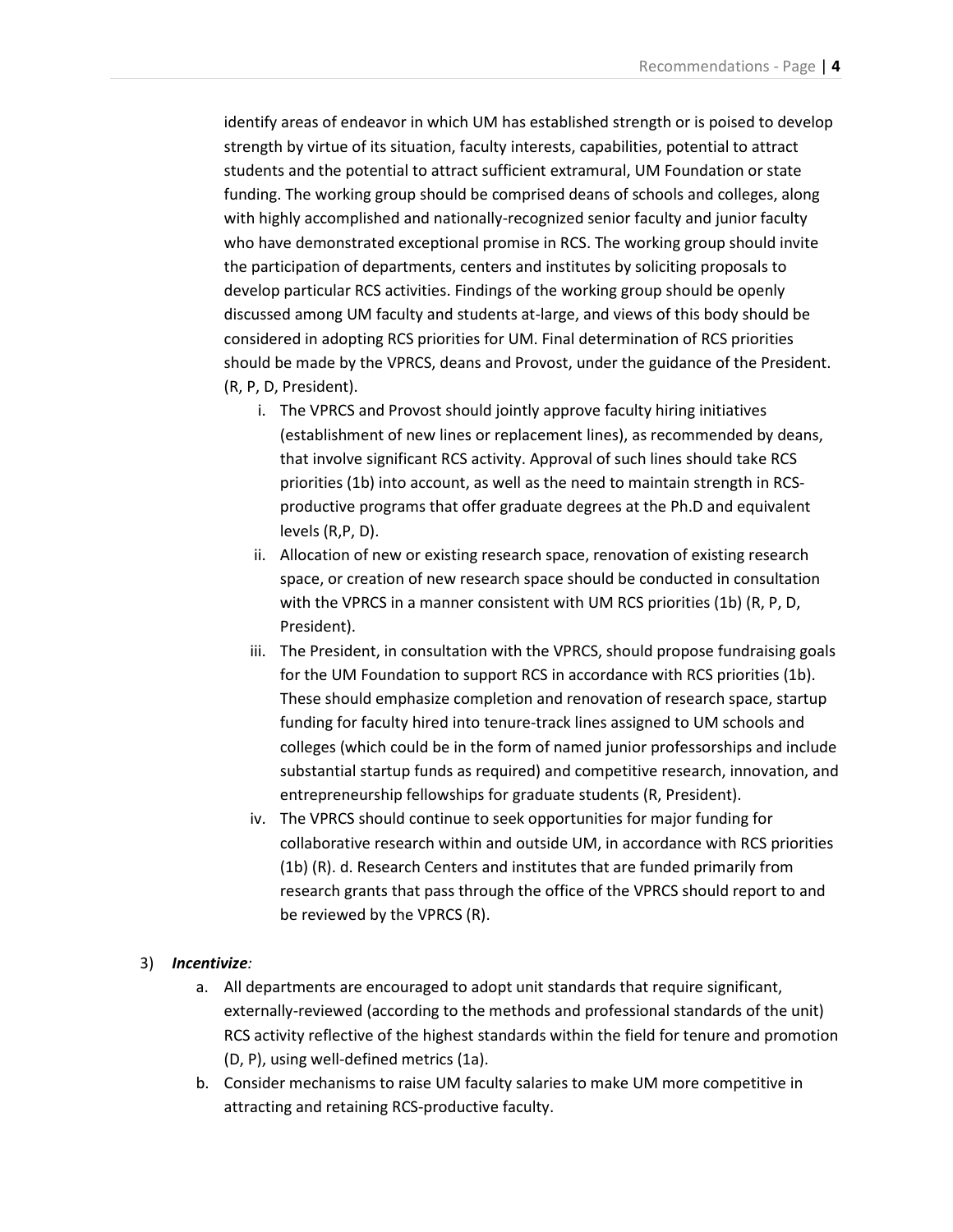identify areas of endeavor in which UM has established strength or is poised to develop strength by virtue of its situation, faculty interests, capabilities, potential to attract students and the potential to attract sufficient extramural, UM Foundation or state funding. The working group should be comprised deans of schools and colleges, along with highly accomplished and nationally-recognized senior faculty and junior faculty who have demonstrated exceptional promise in RCS. The working group should invite the participation of departments, centers and institutes by soliciting proposals to develop particular RCS activities. Findings of the working group should be openly discussed among UM faculty and students at-large, and views of this body should be considered in adopting RCS priorities for UM. Final determination of RCS priorities should be made by the VPRCS, deans and Provost, under the guidance of the President. (R, P, D, President).

   i. The VPRCS and Provost should jointly approve faculty hiring initiatives (establishment of new lines or replacement lines), as recommended by deans, that involve significant RCS activity. Approval of such lines should take RCS priorities (1b) into account, as well as the need to maintain strength in RCS-productive programs that offer graduate degrees at the Ph.D and equivalent levels (R,P, D).
   ii. Allocation of new or existing research space, renovation of existing research space, or creation of new research space should be conducted in consultation with the VPRCS in a manner consistent with UM RCS priorities (1b) (R, P, D, President).
   iii. The President, in consultation with the VPRCS, should propose fundraising goals for the UM Foundation to support RCS in accordance with RCS priorities (1b). These should emphasize completion and renovation of research space, startup funding for faculty hired into tenure-track lines assigned to UM schools and colleges (which could be in the form of named junior professorships and include substantial startup funds as required) and competitive research, innovation, and entrepreneurship fellowships for graduate students (R, President).
   iv. The VPRCS should continue to seek opportunities for major funding for collaborative research within and outside UM, in accordance with RCS priorities (1b) (R). d. Research Centers and institutes that are funded primarily from research grants that pass through the office of the VPRCS should report to and be reviewed by the VPRCS (R).

3) ***Incentivize****:*
   a. All departments are encouraged to adopt unit standards that require significant, externally-reviewed (according to the methods and professional standards of the unit) RCS activity reflective of the highest standards within the field for tenure and promotion (D, P), using well-defined metrics (1a).
   b. Consider mechanisms to raise UM faculty salaries to make UM more competitive in attracting and retaining RCS-productive faculty.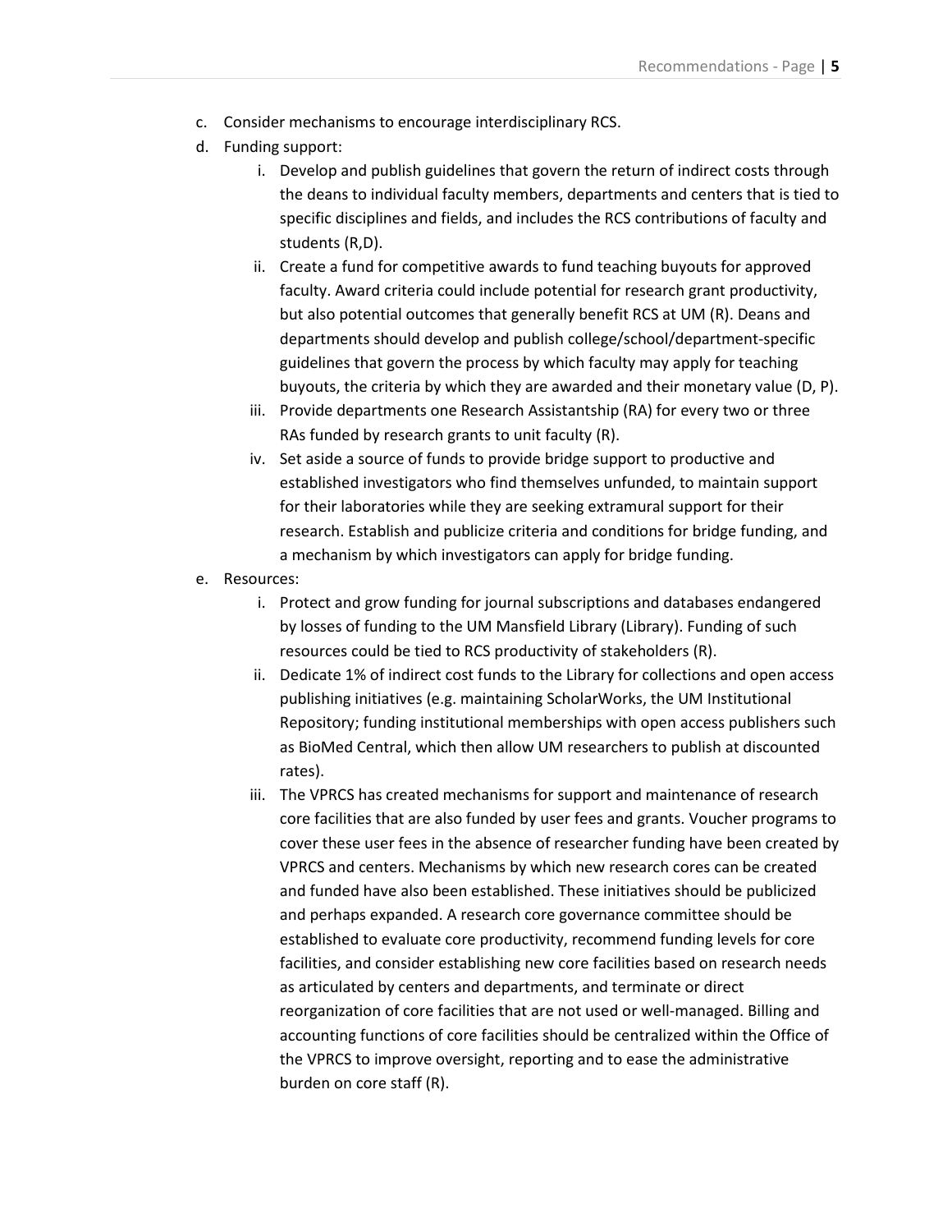c. Consider mechanisms to encourage interdisciplinary RCS.

d. Funding support:

    i. Develop and publish guidelines that govern the return of indirect costs through the deans to individual faculty members, departments and centers that is tied to specific disciplines and fields, and includes the RCS contributions of faculty and students (R,D).

    ii. Create a fund for competitive awards to fund teaching buyouts for approved faculty. Award criteria could include potential for research grant productivity, but also potential outcomes that generally benefit RCS at UM (R). Deans and departments should develop and publish college/school/department-specific guidelines that govern the process by which faculty may apply for teaching buyouts, the criteria by which they are awarded and their monetary value (D, P).

    iii. Provide departments one Research Assistantship (RA) for every two or three RAs funded by research grants to unit faculty (R).

    iv. Set aside a source of funds to provide bridge support to productive and established investigators who find themselves unfunded, to maintain support for their laboratories while they are seeking extramural support for their research. Establish and publicize criteria and conditions for bridge funding, and a mechanism by which investigators can apply for bridge funding.

e. Resources:

    i. Protect and grow funding for journal subscriptions and databases endangered by losses of funding to the UM Mansfield Library (Library). Funding of such resources could be tied to RCS productivity of stakeholders (R).

    ii. Dedicate 1% of indirect cost funds to the Library for collections and open access publishing initiatives (e.g. maintaining ScholarWorks, the UM Institutional Repository; funding institutional memberships with open access publishers such as BioMed Central, which then allow UM researchers to publish at discounted rates).

    iii. The VPRCS has created mechanisms for support and maintenance of research core facilities that are also funded by user fees and grants. Voucher programs to cover these user fees in the absence of researcher funding have been created by VPRCS and centers. Mechanisms by which new research cores can be created and funded have also been established. These initiatives should be publicized and perhaps expanded. A research core governance committee should be established to evaluate core productivity, recommend funding levels for core facilities, and consider establishing new core facilities based on research needs as articulated by centers and departments, and terminate or direct reorganization of core facilities that are not used or well-managed. Billing and accounting functions of core facilities should be centralized within the Office of the VPRCS to improve oversight, reporting and to ease the administrative burden on core staff (R).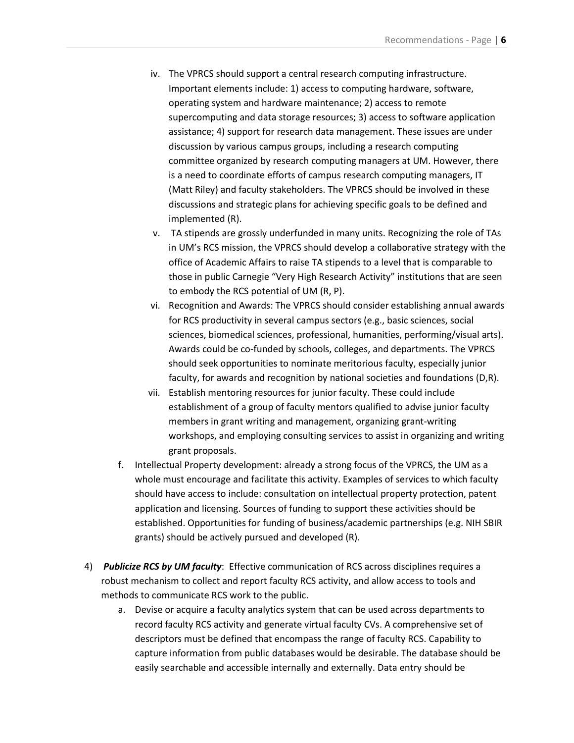iv. The VPRCS should support a central research computing infrastructure. Important elements include: 1) access to computing hardware, software, operating system and hardware maintenance; 2) access to remote supercomputing and data storage resources; 3) access to software application assistance; 4) support for research data management. These issues are under discussion by various campus groups, including a research computing committee organized by research computing managers at UM. However, there is a need to coordinate efforts of campus research computing managers, IT (Matt Riley) and faculty stakeholders. The VPRCS should be involved in these discussions and strategic plans for achieving specific goals to be defined and implemented (R).

v. TA stipends are grossly underfunded in many units. Recognizing the role of TAs in UM's RCS mission, the VPRCS should develop a collaborative strategy with the office of Academic Affairs to raise TA stipends to a level that is comparable to those in public Carnegie "Very High Research Activity" institutions that are seen to embody the RCS potential of UM (R, P).

vi. Recognition and Awards: The VPRCS should consider establishing annual awards for RCS productivity in several campus sectors (e.g., basic sciences, social sciences, biomedical sciences, professional, humanities, performing/visual arts). Awards could be co-funded by schools, colleges, and departments. The VPRCS should seek opportunities to nominate meritorious faculty, especially junior faculty, for awards and recognition by national societies and foundations (D,R).

vii. Establish mentoring resources for junior faculty. These could include establishment of a group of faculty mentors qualified to advise junior faculty members in grant writing and management, organizing grant-writing workshops, and employing consulting services to assist in organizing and writing grant proposals.

f. Intellectual Property development: already a strong focus of the VPRCS, the UM as a whole must encourage and facilitate this activity. Examples of services to which faculty should have access to include: consultation on intellectual property protection, patent application and licensing. Sources of funding to support these activities should be established. Opportunities for funding of business/academic partnerships (e.g. NIH SBIR grants) should be actively pursued and developed (R).

4) ***Publicize RCS by UM faculty***: Effective communication of RCS across disciplines requires a robust mechanism to collect and report faculty RCS activity, and allow access to tools and methods to communicate RCS work to the public.

   a. Devise or acquire a faculty analytics system that can be used across departments to record faculty RCS activity and generate virtual faculty CVs. A comprehensive set of descriptors must be defined that encompass the range of faculty RCS. Capability to capture information from public databases would be desirable. The database should be easily searchable and accessible internally and externally. Data entry should be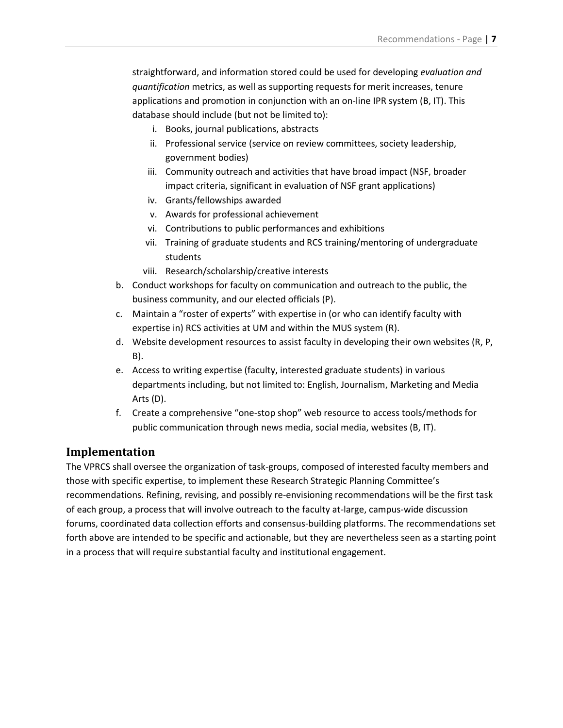straightforward, and information stored could be used for developing *evaluation and quantification* metrics, as well as supporting requests for merit increases, tenure applications and promotion in conjunction with an on-line IPR system (B, IT). This database should include (but not be limited to):

   i. Books, journal publications, abstracts
   ii. Professional service (service on review committees, society leadership, government bodies)
   iii. Community outreach and activities that have broad impact (NSF, broader impact criteria, significant in evaluation of NSF grant applications)
   iv. Grants/fellowships awarded
   v. Awards for professional achievement
   vi. Contributions to public performances and exhibitions
   vii. Training of graduate students and RCS training/mentoring of undergraduate students
   viii. Research/scholarship/creative interests

b. Conduct workshops for faculty on communication and outreach to the public, the business community, and our elected officials (P).
c. Maintain a "roster of experts" with expertise in (or who can identify faculty with expertise in) RCS activities at UM and within the MUS system (R).
d. Website development resources to assist faculty in developing their own websites (R, P, B).
e. Access to writing expertise (faculty, interested graduate students) in various departments including, but not limited to: English, Journalism, Marketing and Media Arts (D).
f. Create a comprehensive "one-stop shop" web resource to access tools/methods for public communication through news media, social media, websites (B, IT).

## Implementation

The VPRCS shall oversee the organization of task-groups, composed of interested faculty members and those with specific expertise, to implement these Research Strategic Planning Committee's recommendations. Refining, revising, and possibly re-envisioning recommendations will be the first task of each group, a process that will involve outreach to the faculty at-large, campus-wide discussion forums, coordinated data collection efforts and consensus-building platforms. The recommendations set forth above are intended to be specific and actionable, but they are nevertheless seen as a starting point in a process that will require substantial faculty and institutional engagement.